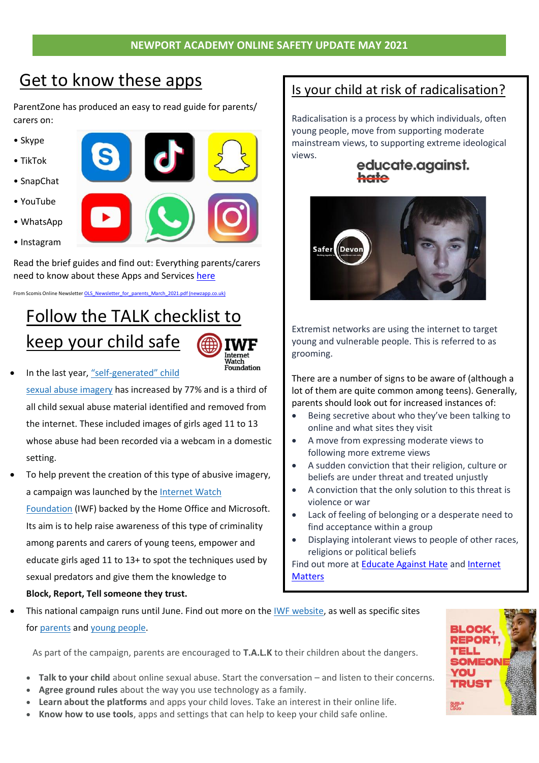**NEWPORT ACADEMY ONLINE SAFETY UPDATE MAY 2021**

## Get to know these apps

ParentZone has produced an easy to read guide for parents/ carers on:

- Skype
- TikTok
- SnapChat
- YouTube
- WhatsApp
- Instagram

Read the brief guides and find out: Everything parents/carers need to know about these Apps and Services here

From Scomis Online Newsletter OLS_Newsletter_for_parents_March_2021.pdf (newzapp.co.uk)

## Follow the TALK checklist to keep your child safe

- In the last year, "self-generated" child sexual abuse imagery has increased by 77% and is a third of all child sexual abuse material identified and removed from the internet. These included images of girls aged 11 to 13 whose abuse had been recorded via a webcam in a domestic setting.
- To help prevent the creation of this type of abusive imagery, a campaign was launched by the Internet Watch Foundation (IWF) backed by the Home Office and Microsoft. Its aim is to help raise awareness of this type of criminality among parents and carers of young teens, empower and educate girls aged 11 to 13+ to spot the techniques used by sexual predators and give them the knowledge to **Block, Report, Tell someone they trust.**
- This national campaign runs until June. Find out more on the IWF website, as well as specific sites for parents and young people.

As part of the campaign, parents are encouraged to **T.A.L.K** to their children about the dangers.

- **Talk to your child** about online sexual abuse. Start the conversation – and listen to their concerns.
- **Agree ground rules** about the way you use technology as a family.
- **Learn about the platforms** and apps your child loves. Take an interest in their online life.
- **Know how to use tools**, apps and settings that can help to keep your child safe online.

## Is your child at risk of radicalisation?

Radicalisation is a process by which individuals, often young people, move from supporting moderate mainstream views, to supporting extreme ideological views.

Extremist networks are using the internet to target young and vulnerable people. This is referred to as grooming.

There are a number of signs to be aware of (although a lot of them are quite common among teens). Generally, parents should look out for increased instances of:

- Being secretive about who they've been talking to online and what sites they visit
- A move from expressing moderate views to following more extreme views
- A sudden conviction that their religion, culture or beliefs are under threat and treated unjustly
- A conviction that the only solution to this threat is violence or war
- Lack of feeling of belonging or a desperate need to find acceptance within a group
- Displaying intolerant views to people of other races, religions or political beliefs

Find out more at Educate Against Hate and Internet Matters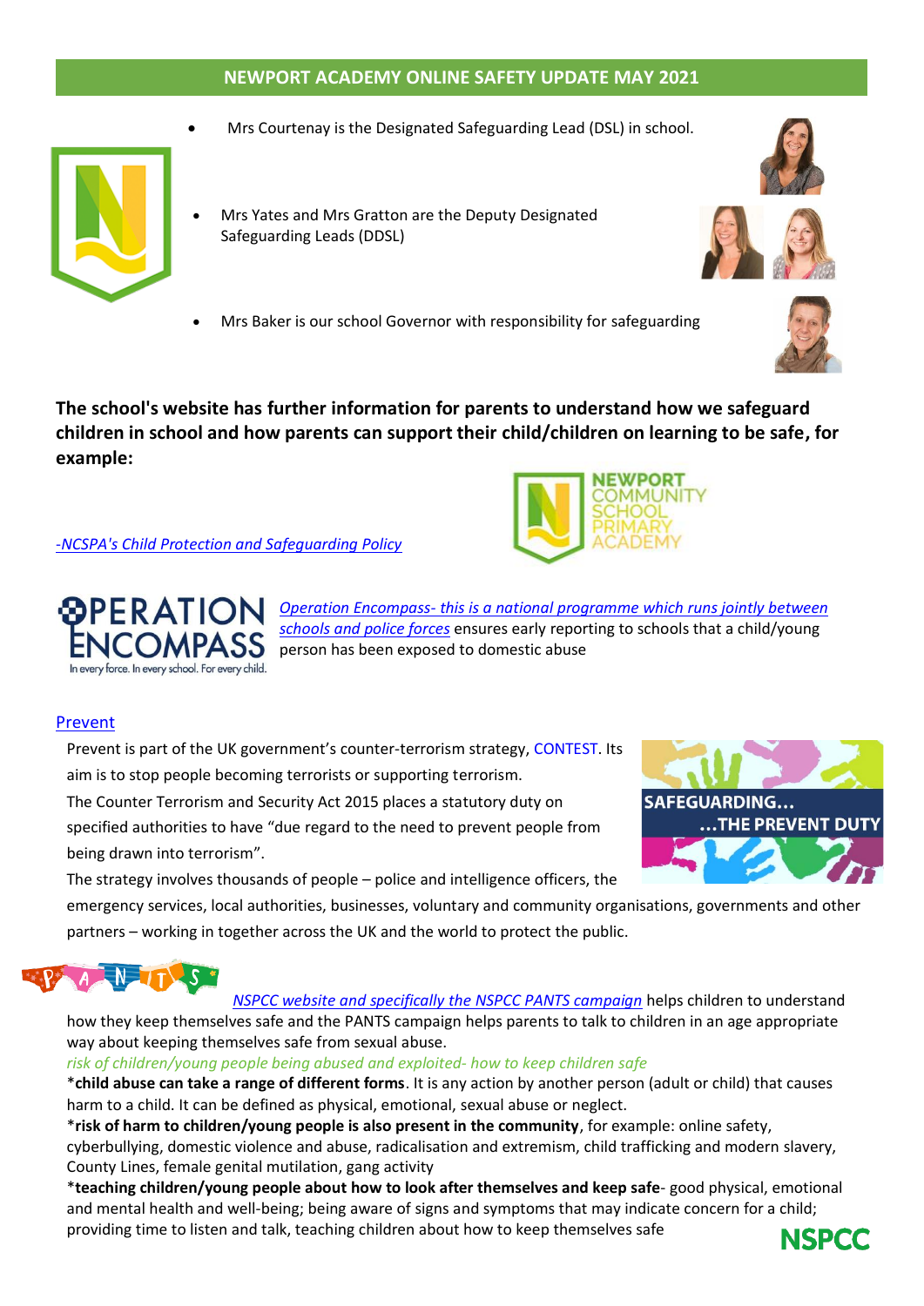## NEWPORT ACADEMY ONLINE SAFETY UPDATE MAY 2021

- Mrs Courtenay is the Designated Safeguarding Lead (DSL) in school.
- Mrs Yates and Mrs Gratton are the Deputy Designated Safeguarding Leads (DDSL)
- Mrs Baker is our school Governor with responsibility for safeguarding

**The school's website has further information for parents to understand how we safeguard children in school and how parents can support their child/children on learning to be safe, for example:**

*-NCSPA's Child Protection and Safeguarding Policy*

*Operation Encompass- this is a national programme which runs jointly between schools and police forces* ensures early reporting to schools that a child/young person has been exposed to domestic abuse

Prevent

Prevent is part of the UK government's counter-terrorism strategy, CONTEST. Its aim is to stop people becoming terrorists or supporting terrorism.

The Counter Terrorism and Security Act 2015 places a statutory duty on specified authorities to have "due regard to the need to prevent people from being drawn into terrorism".

The strategy involves thousands of people – police and intelligence officers, the emergency services, local authorities, businesses, voluntary and community organisations, governments and other partners – working in together across the UK and the world to protect the public.

*NSPCC website and specifically the NSPCC PANTS campaign* helps children to understand how they keep themselves safe and the PANTS campaign helps parents to talk to children in an age appropriate way about keeping themselves safe from sexual abuse.

*risk of children/young people being abused and exploited- how to keep children safe*

*__child abuse can take a range of different forms__. It is any action by another person (adult or child) that causes harm to a child. It can be defined as physical, emotional, sexual abuse or neglect.

*__risk of harm to children/young people is also present in the community__, for example: online safety, cyberbullying, domestic violence and abuse, radicalisation and extremism, child trafficking and modern slavery, County Lines, female genital mutilation, gang activity

*__teaching children/young people about how to look after themselves and keep safe__- good physical, emotional and mental health and well-being; being aware of signs and symptoms that may indicate concern for a child; providing time to listen and talk, teaching children about how to keep themselves safe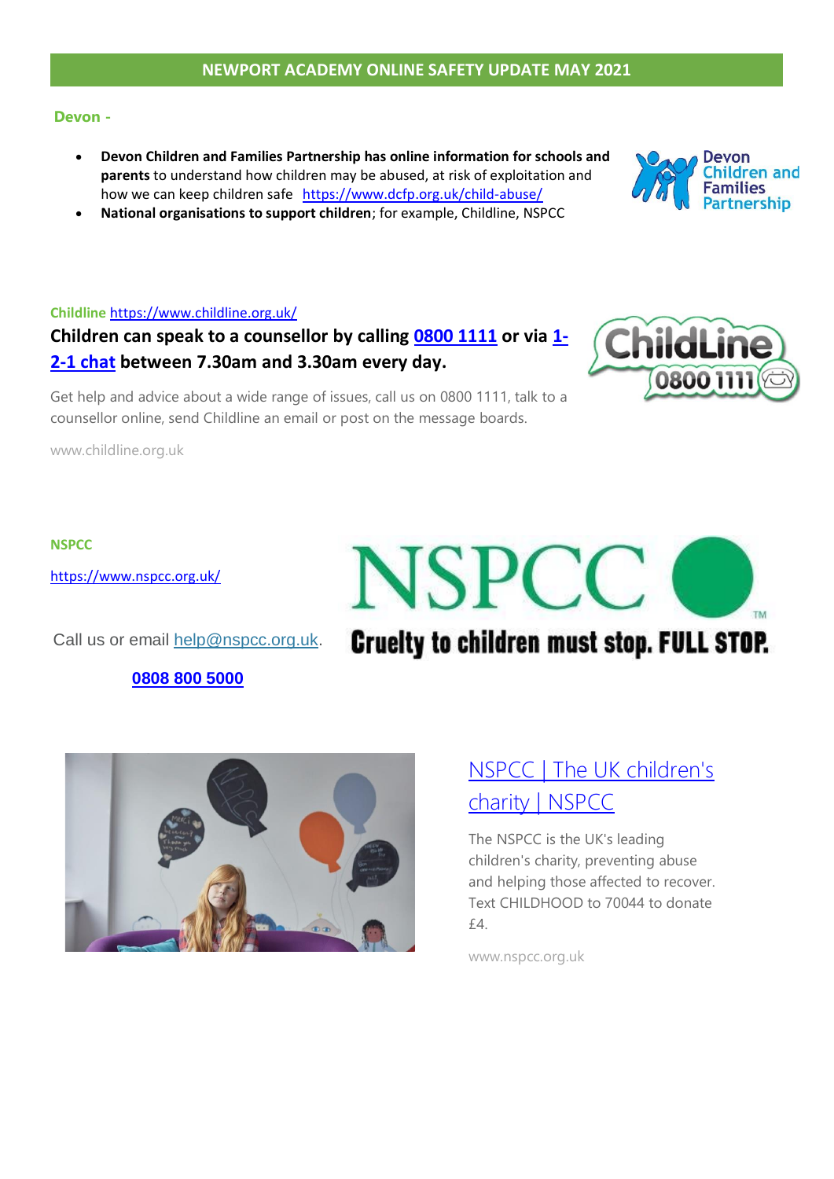## NEWPORT ACADEMY ONLINE SAFETY UPDATE MAY 2021

**Devon -**

- **Devon Children and Families Partnership has online information for schools and parents** to understand how children may be abused, at risk of exploitation and how we can keep children safe https://www.dcfp.org.uk/child-abuse/
- **National organisations to support children**; for example, Childline, NSPCC

**Childline** https://www.childline.org.uk/

**Children can speak to a counsellor by calling 0800 1111 or via 1-2-1 chat between 7.30am and 3.30am every day.**

Get help and advice about a wide range of issues, call us on 0800 1111, talk to a counsellor online, send Childline an email or post on the message boards.

www.childline.org.uk

**NSPCC**

https://www.nspcc.org.uk/

Call us or email help@nspcc.org.uk.

**0808 800 5000**

NSPCC

Cruelty to children must stop. FULL STOP.

NSPCC | The UK children's charity | NSPCC

The NSPCC is the UK's leading children's charity, preventing abuse and helping those affected to recover. Text CHILDHOOD to 70044 to donate £4.

www.nspcc.org.uk